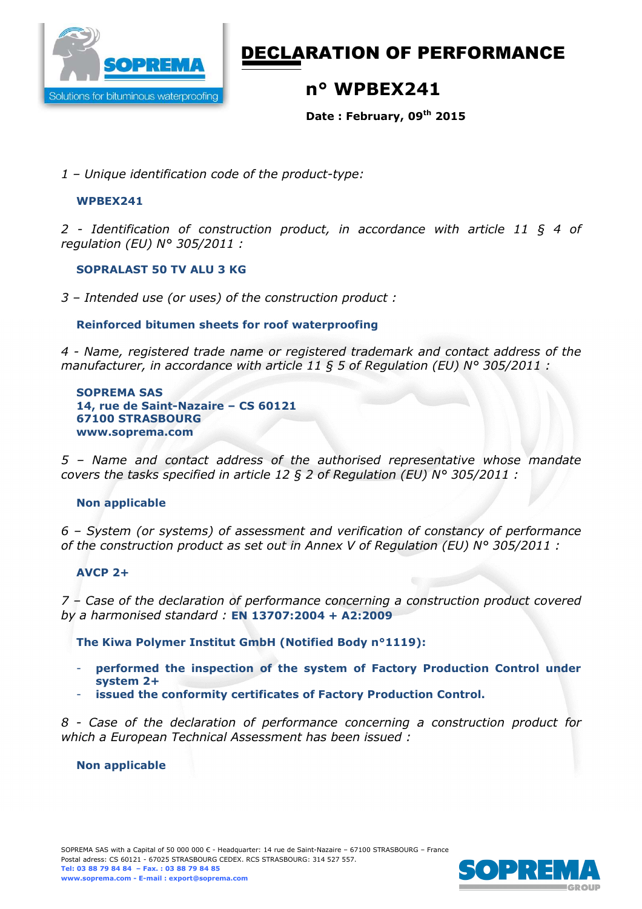# DECLARATION OF PERFORMANCE

## n° WPBEX241

**Date : February, 09th 2015**

*1 – Unique identification code of the product-type:*

**WPBEX241**

*2 - Identification of construction product, in accordance with article 11 § 4 of regulation (EU) N° 305/2011 :*

**SOPRALAST 50 TV ALU 3 KG**

*3 – Intended use (or uses) of the construction product :*

**Reinforced bitumen sheets for roof waterproofing**

*4 - Name, registered trade name or registered trademark and contact address of the manufacturer, in accordance with article 11 § 5 of Regulation (EU) N° 305/2011 :*

**SOPREMA SAS**
**14, rue de Saint-Nazaire – CS 60121**
**67100 STRASBOURG**
**www.soprema.com**

*5 – Name and contact address of the authorised representative whose mandate covers the tasks specified in article 12 § 2 of Regulation (EU) N° 305/2011 :*

**Non applicable**

*6 – System (or systems) of assessment and verification of constancy of performance of the construction product as set out in Annex V of Regulation (EU) N° 305/2011 :*

**AVCP 2+**

*7 – Case of the declaration of performance concerning a construction product covered by a harmonised standard :* **EN 13707:2004 + A2:2009**

**The Kiwa Polymer Institut GmbH (Notified Body n°1119):**

- **performed the inspection of the system of Factory Production Control under system 2+**
- **issued the conformity certificates of Factory Production Control.**

*8 - Case of the declaration of performance concerning a construction product for which a European Technical Assessment has been issued :*

**Non applicable**

SOPREMA SAS with a Capital of 50 000 000 € - Headquarter: 14 rue de Saint-Nazaire – 67100 STRASBOURG – France
Postal adress: CS 60121 - 67025 STRASBOURG CEDEX. RCS STRASBOURG: 314 527 557.
**Tel: 03 88 79 84 84 – Fax. : 03 88 79 84 85**
**www.soprema.com - E-mail : export@soprema.com**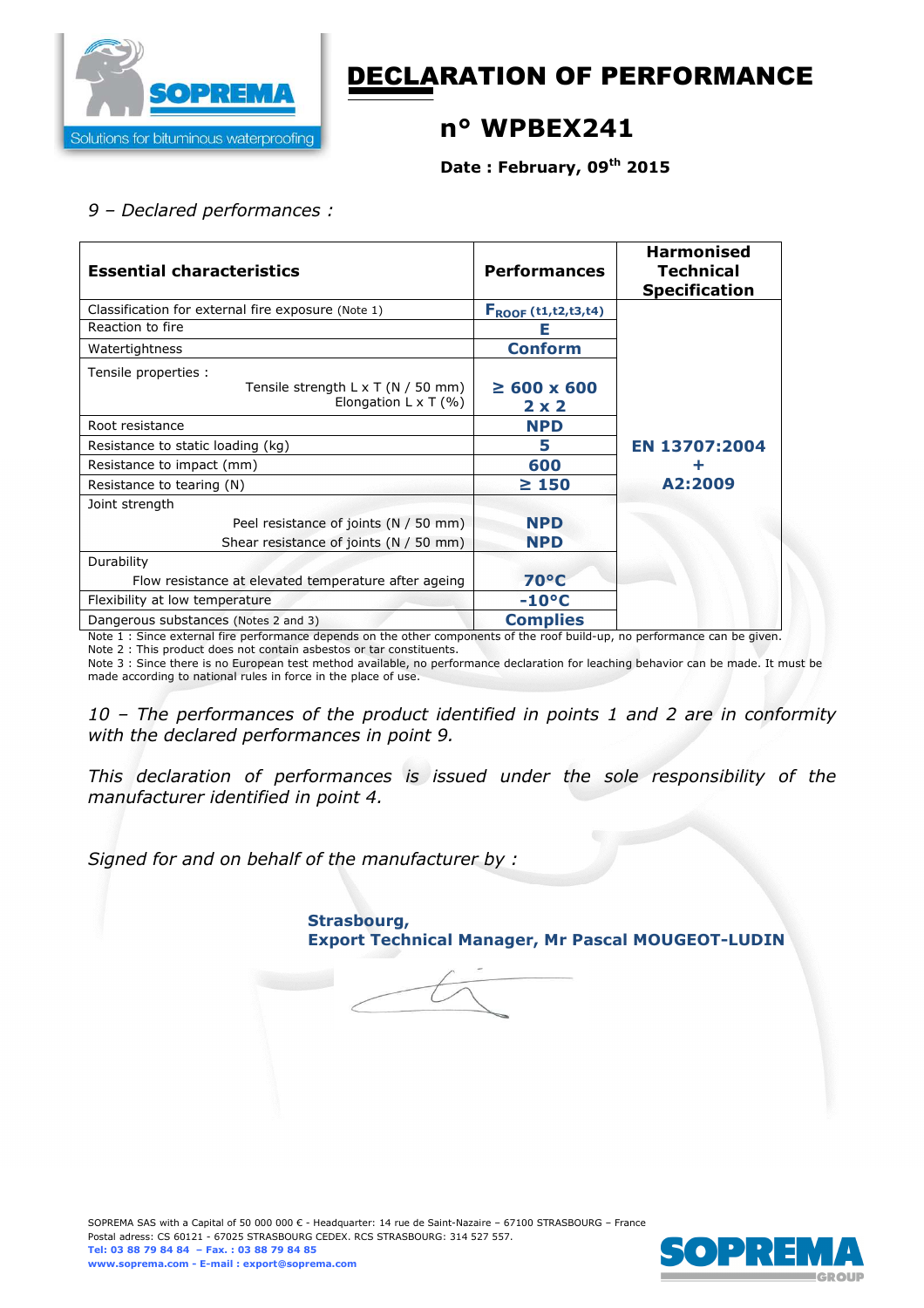# DECLARATION OF PERFORMANCE

## n° WPBEX241

**Date : February, 09th 2015**

*9 – Declared performances :*

| Essential characteristics | Performances | Harmonised Technical Specification |
|---|---|---|
| Classification for external fire exposure (Note 1) | $F_{ROOF}$ (t1,t2,t3,t4) | EN 13707:2004 + A2:2009 |
| Reaction to fire | E | |
| Watertightness | Conform | |
| Tensile properties : Tensile strength L x T (N / 50 mm) / Elongation L x T (%) | ≥ 600 x 600 / 2 x 2 | |
| Root resistance | NPD | |
| Resistance to static loading (kg) | 5 | |
| Resistance to impact (mm) | 600 | |
| Resistance to tearing (N) | ≥ 150 | |
| Joint strength: Peel resistance of joints (N / 50 mm) / Shear resistance of joints (N / 50 mm) | NPD / NPD | |
| Durability: Flow resistance at elevated temperature after ageing | 70°C | |
| Flexibility at low temperature | -10°C | |
| Dangerous substances (Notes 2 and 3) | Complies | |

Note 1 : Since external fire performance depends on the other components of the roof build-up, no performance can be given.
Note 2 : This product does not contain asbestos or tar constituents.
Note 3 : Since there is no European test method available, no performance declaration for leaching behavior can be made. It must be made according to national rules in force in the place of use.

*10 – The performances of the product identified in points 1 and 2 are in conformity with the declared performances in point 9.*

*This declaration of performances is issued under the sole responsibility of the manufacturer identified in point 4.*

*Signed for and on behalf of the manufacturer by :*

**Strasbourg,**
**Export Technical Manager, Mr Pascal MOUGEOT-LUDIN**

SOPREMA SAS with a Capital of 50 000 000 € - Headquarter: 14 rue de Saint-Nazaire – 67100 STRASBOURG – France
Postal adress: CS 60121 - 67025 STRASBOURG CEDEX. RCS STRASBOURG: 314 527 557.
**Tel: 03 88 79 84 84 – Fax. : 03 88 79 84 85**
**www.soprema.com - E-mail : export@soprema.com**